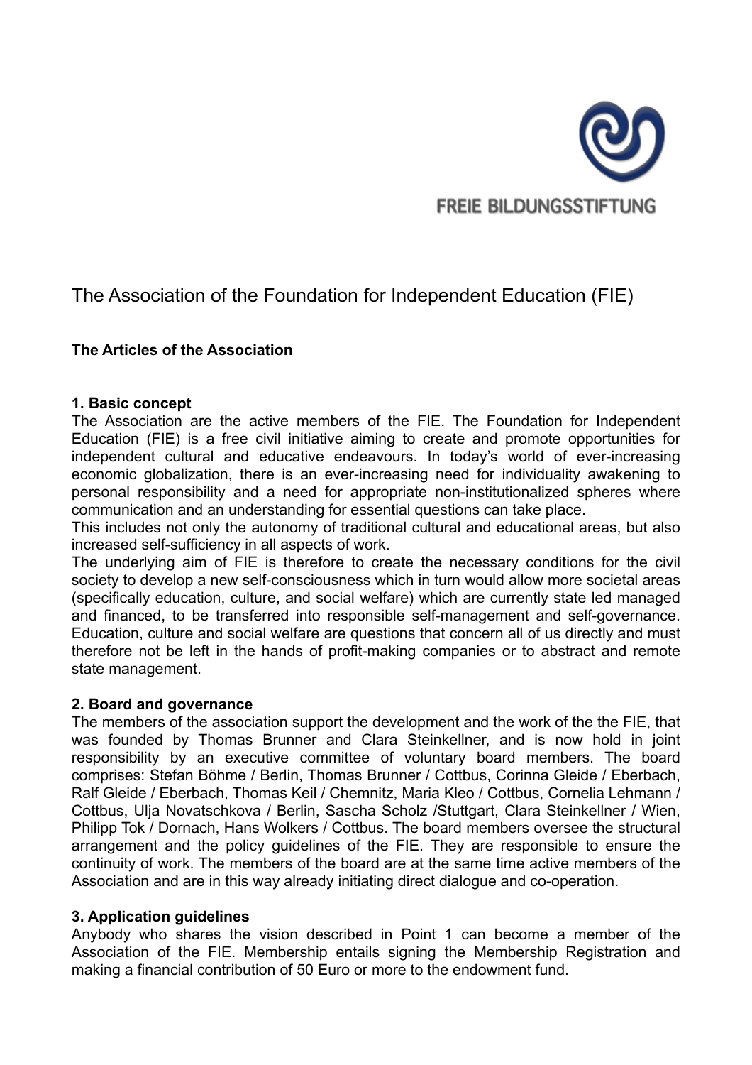FREIE BILDUNGSSTIFTUNG

# The Association of the Foundation for Independent Education (FIE)

## The Articles of the Association

### 1. Basic concept

The Association are the active members of the FIE. The Foundation for Independent Education (FIE) is a free civil initiative aiming to create and promote opportunities for independent cultural and educative endeavours. In today's world of ever-increasing economic globalization, there is an ever-increasing need for individuality awakening to personal responsibility and a need for appropriate non-institutionalized spheres where communication and an understanding for essential questions can take place.

This includes not only the autonomy of traditional cultural and educational areas, but also increased self-sufficiency in all aspects of work.

The underlying aim of FIE is therefore to create the necessary conditions for the civil society to develop a new self-consciousness which in turn would allow more societal areas (specifically education, culture, and social welfare) which are currently state led managed and financed, to be transferred into responsible self-management and self-governance. Education, culture and social welfare are questions that concern all of us directly and must therefore not be left in the hands of profit-making companies or to abstract and remote state management.

### 2. Board and governance

The members of the association support the development and the work of the the FIE, that was founded by Thomas Brunner and Clara Steinkellner, and is now hold in joint responsibility by an executive committee of voluntary board members. The board comprises: Stefan Böhme / Berlin, Thomas Brunner / Cottbus, Corinna Gleide / Eberbach, Ralf Gleide / Eberbach, Thomas Keil / Chemnitz, Maria Kleo / Cottbus, Cornelia Lehmann / Cottbus, Ulja Novatschkova / Berlin, Sascha Scholz /Stuttgart, Clara Steinkellner / Wien, Philipp Tok / Dornach, Hans Wolkers / Cottbus. The board members oversee the structural arrangement and the policy guidelines of the FIE. They are responsible to ensure the continuity of work. The members of the board are at the same time active members of the Association and are in this way already initiating direct dialogue and co-operation.

### 3. Application guidelines

Anybody who shares the vision described in Point 1 can become a member of the Association of the FIE. Membership entails signing the Membership Registration and making a financial contribution of 50 Euro or more to the endowment fund.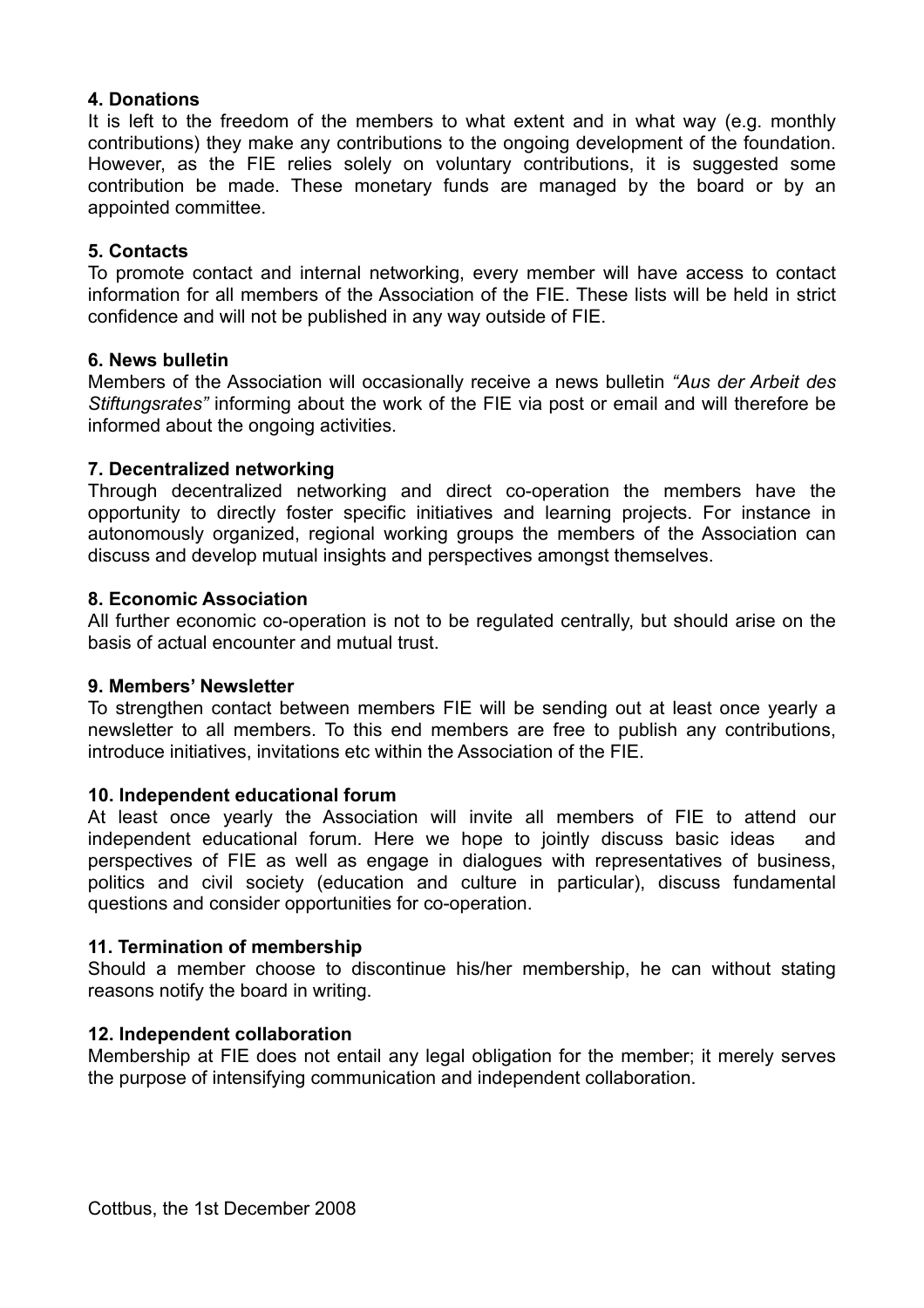### 4. Donations

It is left to the freedom of the members to what extent and in what way (e.g. monthly contributions) they make any contributions to the ongoing development of the foundation. However, as the FIE relies solely on voluntary contributions, it is suggested some contribution be made. These monetary funds are managed by the board or by an appointed committee.

### 5. Contacts

To promote contact and internal networking, every member will have access to contact information for all members of the Association of the FIE. These lists will be held in strict confidence and will not be published in any way outside of FIE.

### 6. News bulletin

Members of the Association will occasionally receive a news bulletin *"Aus der Arbeit des Stiftungsrates"* informing about the work of the FIE via post or email and will therefore be informed about the ongoing activities.

### 7. Decentralized networking

Through decentralized networking and direct co-operation the members have the opportunity to directly foster specific initiatives and learning projects. For instance in autonomously organized, regional working groups the members of the Association can discuss and develop mutual insights and perspectives amongst themselves.

### 8. Economic Association

All further economic co-operation is not to be regulated centrally, but should arise on the basis of actual encounter and mutual trust.

### 9. Members' Newsletter

To strengthen contact between members FIE will be sending out at least once yearly a newsletter to all members. To this end members are free to publish any contributions, introduce initiatives, invitations etc within the Association of the FIE.

### 10. Independent educational forum

At least once yearly the Association will invite all members of FIE to attend our independent educational forum. Here we hope to jointly discuss basic ideas and perspectives of FIE as well as engage in dialogues with representatives of business, politics and civil society (education and culture in particular), discuss fundamental questions and consider opportunities for co-operation.

### 11. Termination of membership

Should a member choose to discontinue his/her membership, he can without stating reasons notify the board in writing.

### 12. Independent collaboration

Membership at FIE does not entail any legal obligation for the member; it merely serves the purpose of intensifying communication and independent collaboration.

Cottbus, the 1st December 2008